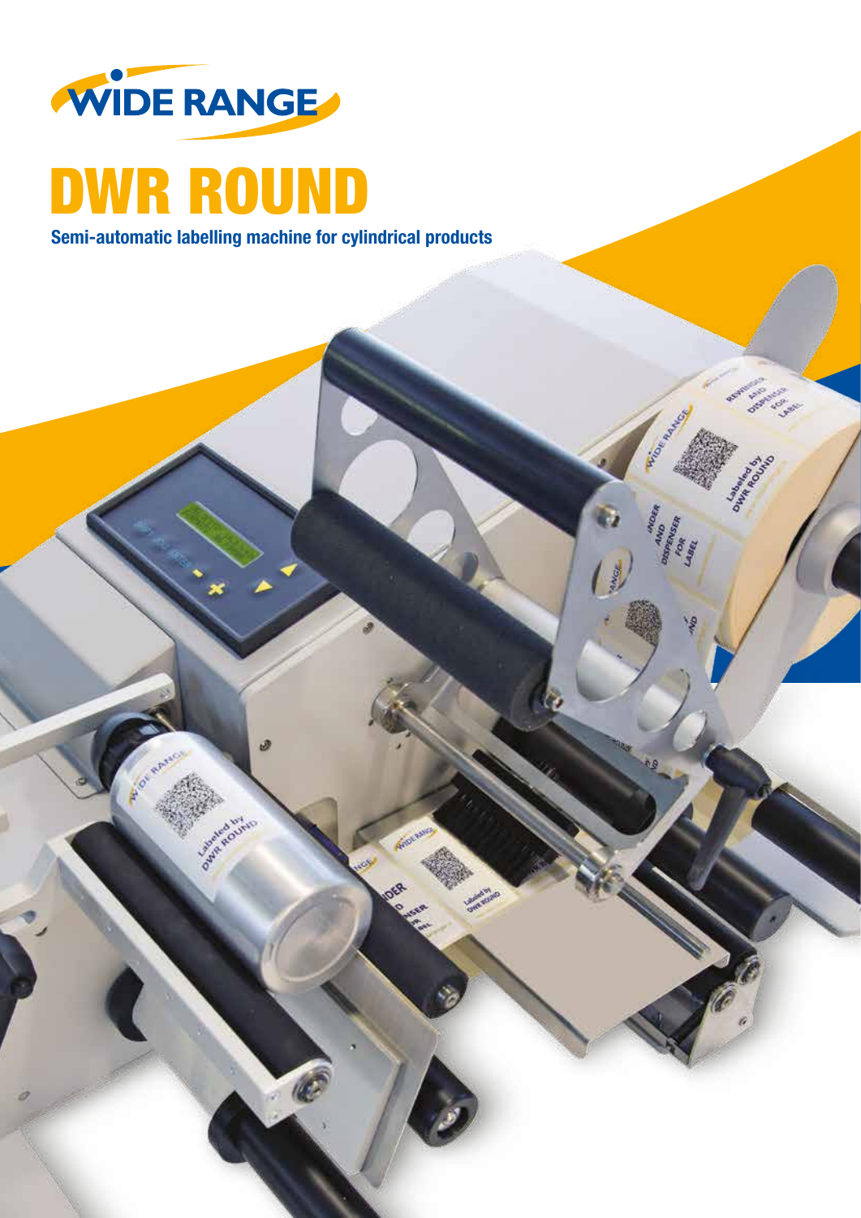WIDE RANGE

# DWR ROUND

**Semi-automatic labelling machine for cylindrical products**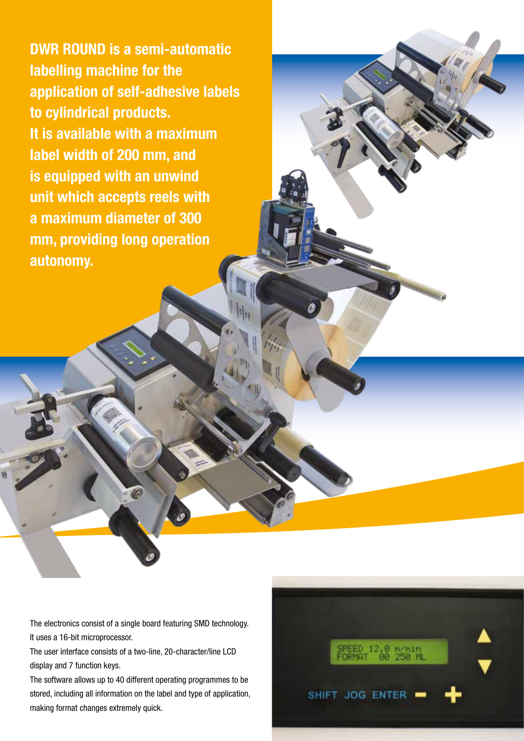**DWR ROUND is a semi-automatic labelling machine for the application of self-adhesive labels to cylindrical products. It is available with a maximum label width of 200 mm, and is equipped with an unwind unit which accepts reels with a maximum diameter of 300 mm, providing long operation autonomy.**

The electronics consist of a single board featuring SMD technology. It uses a 16-bit microprocessor.

The user interface consists of a two-line, 20-character/line LCD display and 7 function keys.

The software allows up to 40 different operating programmes to be stored, including all information on the label and type of application, making format changes extremely quick.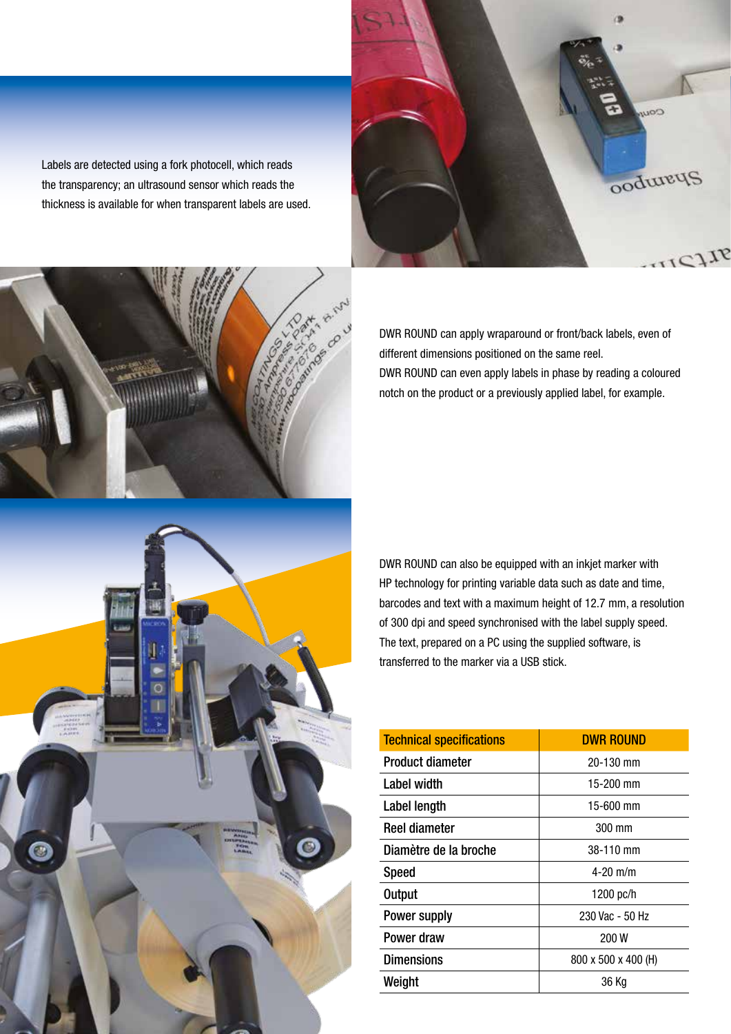Labels are detected using a fork photocell, which reads the transparency; an ultrasound sensor which reads the thickness is available for when transparent labels are used.

DWR ROUND can apply wraparound or front/back labels, even of different dimensions positioned on the same reel.
DWR ROUND can even apply labels in phase by reading a coloured notch on the product or a previously applied label, for example.

DWR ROUND can also be equipped with an inkjet marker with HP technology for printing variable data such as date and time, barcodes and text with a maximum height of 12.7 mm, a resolution of 300 dpi and speed synchronised with the label supply speed. The text, prepared on a PC using the supplied software, is transferred to the marker via a USB stick.

| Technical specifications | DWR ROUND |
|---|---|
| Product diameter | 20-130 mm |
| Label width | 15-200 mm |
| Label length | 15-600 mm |
| Reel diameter | 300 mm |
| Diamètre de la broche | 38-110 mm |
| Speed | 4-20 m/m |
| Output | 1200 pc/h |
| Power supply | 230 Vac - 50 Hz |
| Power draw | 200 W |
| Dimensions | 800 x 500 x 400 (H) |
| Weight | 36 Kg |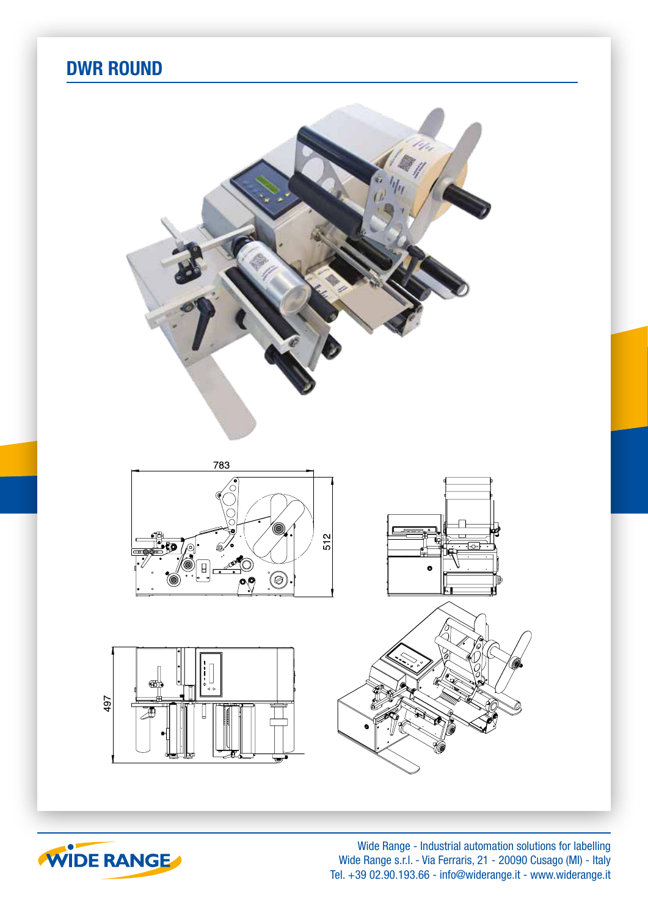# DWR ROUND

783

512

497

Wide Range - Industrial automation solutions for labelling
Wide Range s.r.l. - Via Ferraris, 21 - 20090 Cusago (MI) - Italy
Tel. +39 02.90.193.66 - info@widerange.it - www.widerange.it